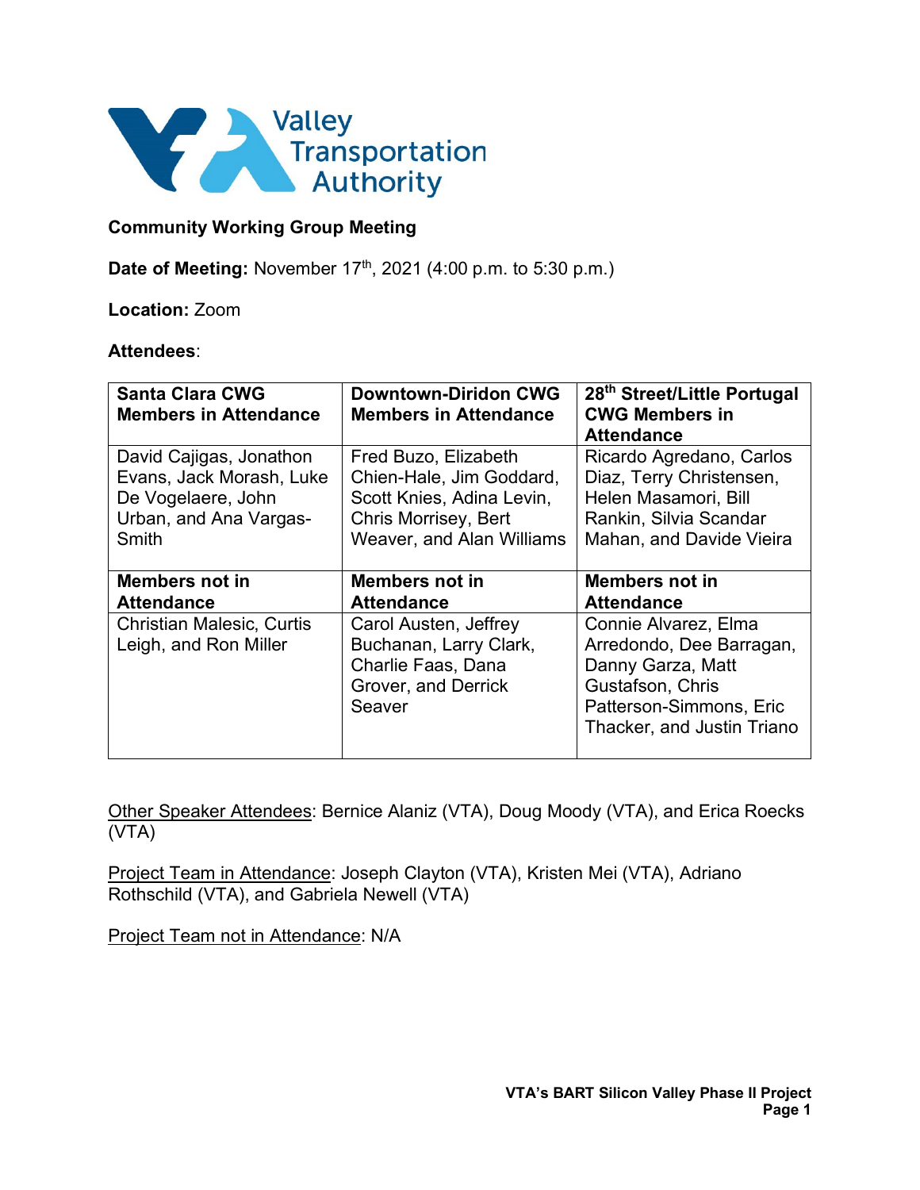Valley Transportation Authority

**Community Working Group Meeting**

**Date of Meeting:** November 17th, 2021 (4:00 p.m. to 5:30 p.m.)

**Location:** Zoom

**Attendees**:

| Santa Clara CWG Members in Attendance | Downtown-Diridon CWG Members in Attendance | 28th Street/Little Portugal CWG Members in Attendance |
|---|---|---|
| David Cajigas, Jonathon Evans, Jack Morash, Luke De Vogelaere, John Urban, and Ana Vargas-Smith | Fred Buzo, Elizabeth Chien-Hale, Jim Goddard, Scott Knies, Adina Levin, Chris Morrisey, Bert Weaver, and Alan Williams | Ricardo Agredano, Carlos Diaz, Terry Christensen, Helen Masamori, Bill Rankin, Silvia Scandar Mahan, and Davide Vieira |
| **Members not in Attendance** | **Members not in Attendance** | **Members not in Attendance** |
| Christian Malesic, Curtis Leigh, and Ron Miller | Carol Austen, Jeffrey Buchanan, Larry Clark, Charlie Faas, Dana Grover, and Derrick Seaver | Connie Alvarez, Elma Arredondo, Dee Barragan, Danny Garza, Matt Gustafson, Chris Patterson-Simmons, Eric Thacker, and Justin Triano |

Other Speaker Attendees: Bernice Alaniz (VTA), Doug Moody (VTA), and Erica Roecks (VTA)

Project Team in Attendance: Joseph Clayton (VTA), Kristen Mei (VTA), Adriano Rothschild (VTA), and Gabriela Newell (VTA)

Project Team not in Attendance: N/A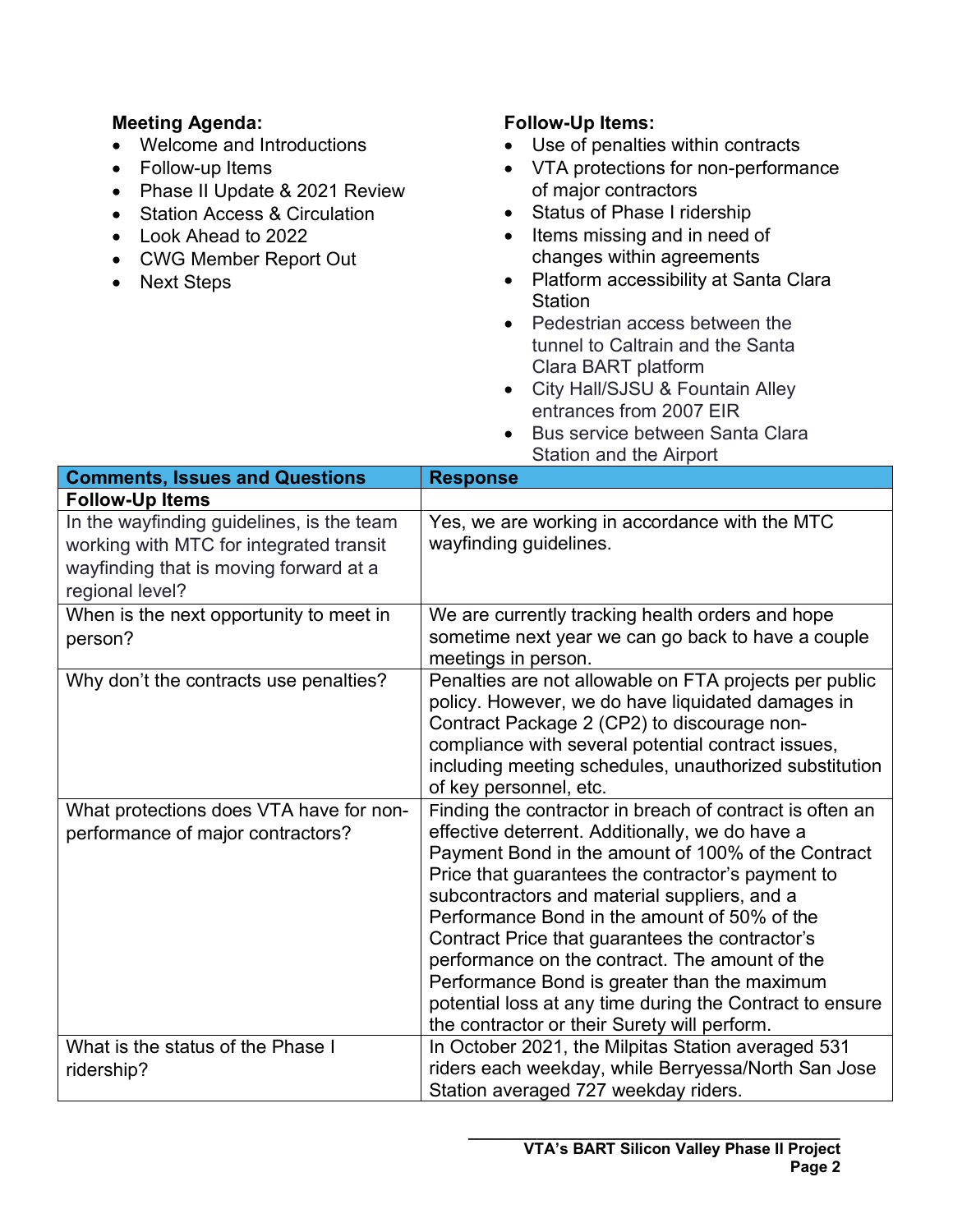**Meeting Agenda:**

- Welcome and Introductions
- Follow-up Items
- Phase II Update & 2021 Review
- Station Access & Circulation
- Look Ahead to 2022
- CWG Member Report Out
- Next Steps

**Follow-Up Items:**

- Use of penalties within contracts
- VTA protections for non-performance of major contractors
- Status of Phase I ridership
- Items missing and in need of changes within agreements
- Platform accessibility at Santa Clara Station
- Pedestrian access between the tunnel to Caltrain and the Santa Clara BART platform
- City Hall/SJSU & Fountain Alley entrances from 2007 EIR
- Bus service between Santa Clara Station and the Airport

| Comments, Issues and Questions | Response |
|---|---|
| **Follow-Up Items** | |
| In the wayfinding guidelines, is the team working with MTC for integrated transit wayfinding that is moving forward at a regional level? | Yes, we are working in accordance with the MTC wayfinding guidelines. |
| When is the next opportunity to meet in person? | We are currently tracking health orders and hope sometime next year we can go back to have a couple meetings in person. |
| Why don't the contracts use penalties? | Penalties are not allowable on FTA projects per public policy. However, we do have liquidated damages in Contract Package 2 (CP2) to discourage non-compliance with several potential contract issues, including meeting schedules, unauthorized substitution of key personnel, etc. |
| What protections does VTA have for non-performance of major contractors? | Finding the contractor in breach of contract is often an effective deterrent. Additionally, we do have a Payment Bond in the amount of 100% of the Contract Price that guarantees the contractor's payment to subcontractors and material suppliers, and a Performance Bond in the amount of 50% of the Contract Price that guarantees the contractor's performance on the contract. The amount of the Performance Bond is greater than the maximum potential loss at any time during the Contract to ensure the contractor or their Surety will perform. |
| What is the status of the Phase I ridership? | In October 2021, the Milpitas Station averaged 531 riders each weekday, while Berryessa/North San Jose Station averaged 727 weekday riders. |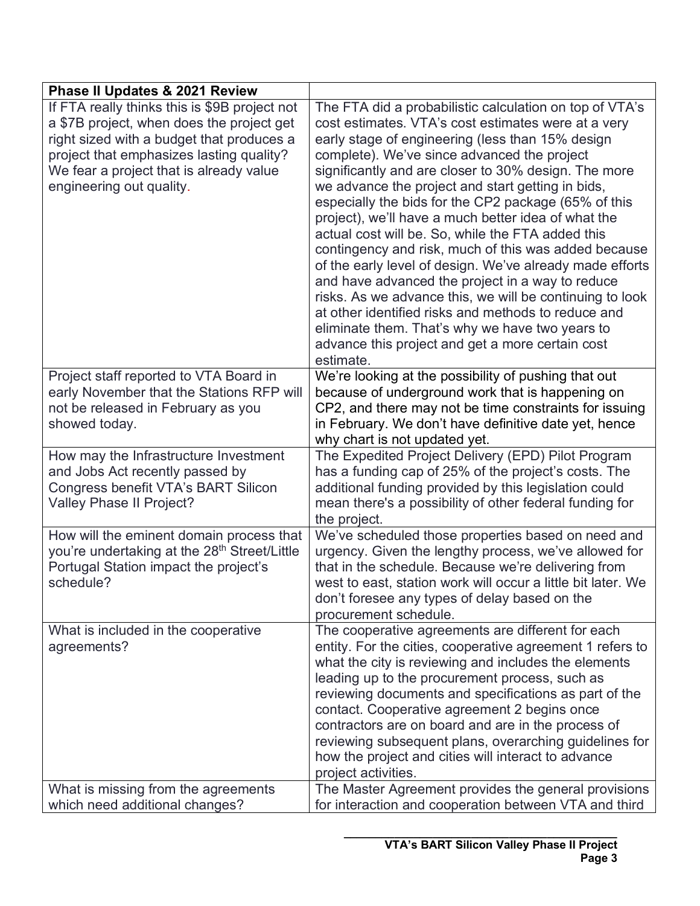| **Phase II Updates & 2021 Review** | |
|---|---|
| If FTA really thinks this is \$9B project not a \$7B project, when does the project get right sized with a budget that produces a project that emphasizes lasting quality? We fear a project that is already value engineering out quality. | The FTA did a probabilistic calculation on top of VTA's cost estimates. VTA's cost estimates were at a very early stage of engineering (less than 15% design complete). We've since advanced the project significantly and are closer to 30% design. The more we advance the project and start getting in bids, especially the bids for the CP2 package (65% of this project), we'll have a much better idea of what the actual cost will be. So, while the FTA added this contingency and risk, much of this was added because of the early level of design. We've already made efforts and have advanced the project in a way to reduce risks. As we advance this, we will be continuing to look at other identified risks and methods to reduce and eliminate them. That's why we have two years to advance this project and get a more certain cost estimate. |
| Project staff reported to VTA Board in early November that the Stations RFP will not be released in February as you showed today. | We're looking at the possibility of pushing that out because of underground work that is happening on CP2, and there may not be time constraints for issuing in February. We don't have definitive date yet, hence why chart is not updated yet. |
| How may the Infrastructure Investment and Jobs Act recently passed by Congress benefit VTA's BART Silicon Valley Phase II Project? | The Expedited Project Delivery (EPD) Pilot Program has a funding cap of 25% of the project's costs. The additional funding provided by this legislation could mean there's a possibility of other federal funding for the project. |
| How will the eminent domain process that you're undertaking at the 28th Street/Little Portugal Station impact the project's schedule? | We've scheduled those properties based on need and urgency. Given the lengthy process, we've allowed for that in the schedule. Because we're delivering from west to east, station work will occur a little bit later. We don't foresee any types of delay based on the procurement schedule. |
| What is included in the cooperative agreements? | The cooperative agreements are different for each entity. For the cities, cooperative agreement 1 refers to what the city is reviewing and includes the elements leading up to the procurement process, such as reviewing documents and specifications as part of the contact. Cooperative agreement 2 begins once contractors are on board and are in the process of reviewing subsequent plans, overarching guidelines for how the project and cities will interact to advance project activities. |
| What is missing from the agreements which need additional changes? | The Master Agreement provides the general provisions for interaction and cooperation between VTA and third |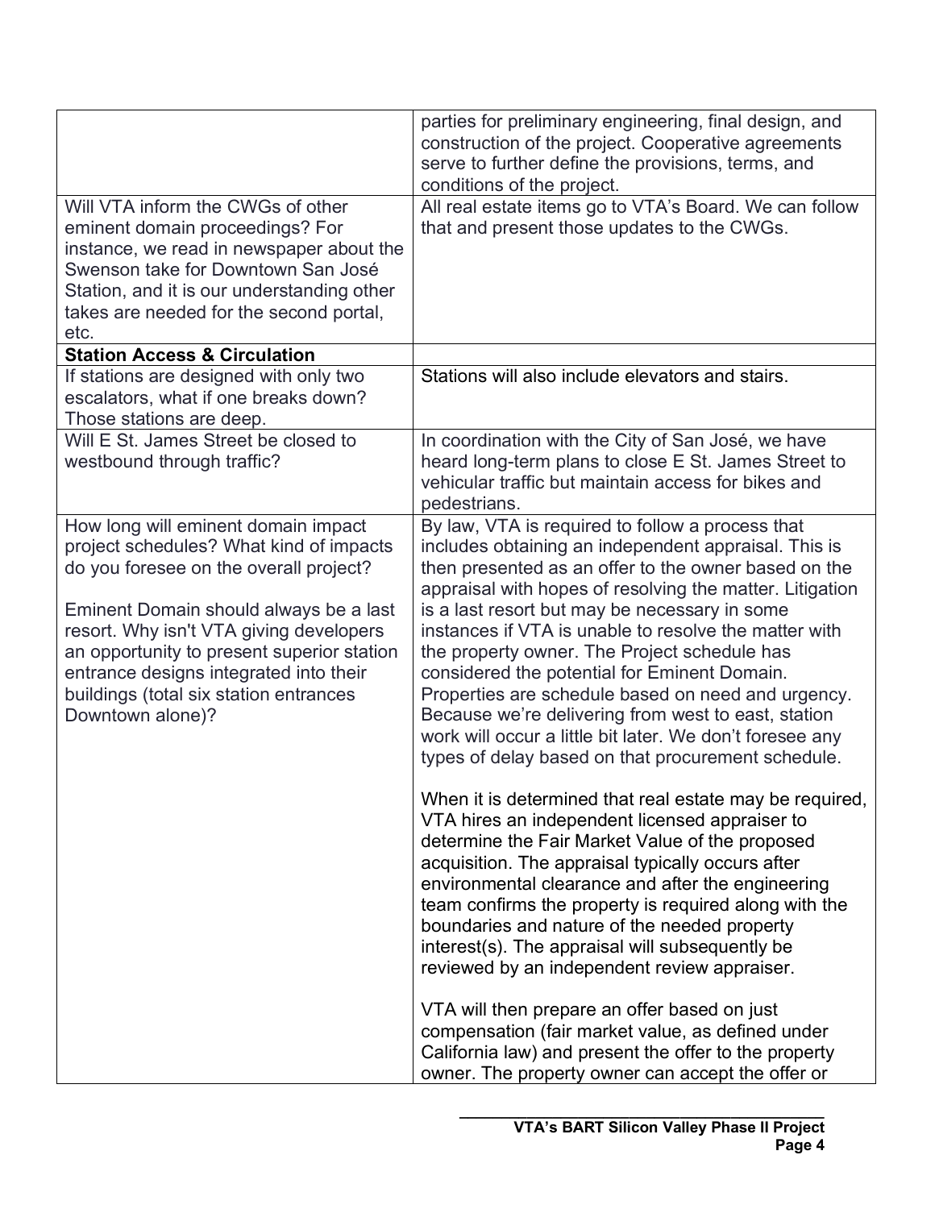| | |
|---|---|
| | parties for preliminary engineering, final design, and construction of the project. Cooperative agreements serve to further define the provisions, terms, and conditions of the project. |
| Will VTA inform the CWGs of other eminent domain proceedings? For instance, we read in newspaper about the Swenson take for Downtown San José Station, and it is our understanding other takes are needed for the second portal, etc. | All real estate items go to VTA's Board. We can follow that and present those updates to the CWGs. |
| **Station Access & Circulation** | |
| If stations are designed with only two escalators, what if one breaks down? Those stations are deep. | Stations will also include elevators and stairs. |
| Will E St. James Street be closed to westbound through traffic? | In coordination with the City of San José, we have heard long-term plans to close E St. James Street to vehicular traffic but maintain access for bikes and pedestrians. |
| How long will eminent domain impact project schedules? What kind of impacts do you foresee on the overall project?<br><br>Eminent Domain should always be a last resort. Why isn't VTA giving developers an opportunity to present superior station entrance designs integrated into their buildings (total six station entrances Downtown alone)? | By law, VTA is required to follow a process that includes obtaining an independent appraisal. This is then presented as an offer to the owner based on the appraisal with hopes of resolving the matter. Litigation is a last resort but may be necessary in some instances if VTA is unable to resolve the matter with the property owner. The Project schedule has considered the potential for Eminent Domain. Properties are schedule based on need and urgency. Because we're delivering from west to east, station work will occur a little bit later. We don't foresee any types of delay based on that procurement schedule.<br><br>When it is determined that real estate may be required, VTA hires an independent licensed appraiser to determine the Fair Market Value of the proposed acquisition. The appraisal typically occurs after environmental clearance and after the engineering team confirms the property is required along with the boundaries and nature of the needed property interest(s). The appraisal will subsequently be reviewed by an independent review appraiser.<br><br>VTA will then prepare an offer based on just compensation (fair market value, as defined under California law) and present the offer to the property owner. The property owner can accept the offer or |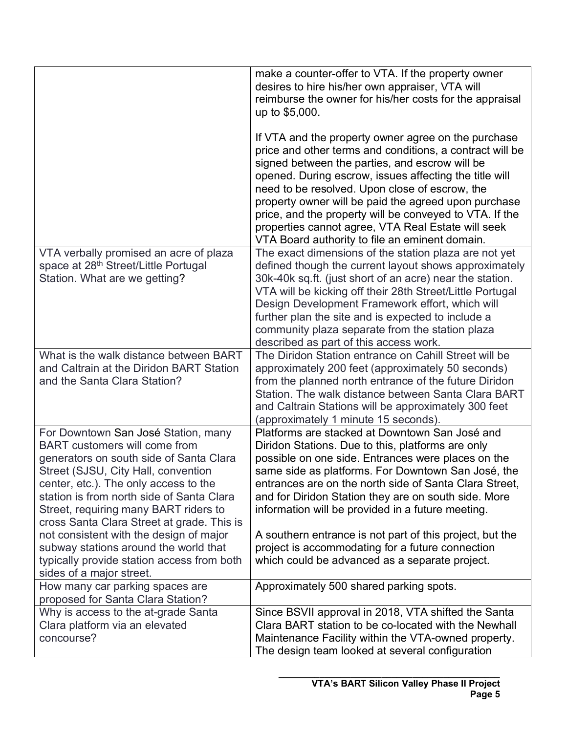| | |
|---|---|
| | make a counter-offer to VTA. If the property owner desires to hire his/her own appraiser, VTA will reimburse the owner for his/her costs for the appraisal up to $5,000.<br><br>If VTA and the property owner agree on the purchase price and other terms and conditions, a contract will be signed between the parties, and escrow will be opened. During escrow, issues affecting the title will need to be resolved. Upon close of escrow, the property owner will be paid the agreed upon purchase price, and the property will be conveyed to VTA. If the properties cannot agree, VTA Real Estate will seek VTA Board authority to file an eminent domain. |
| VTA verbally promised an acre of plaza space at 28th Street/Little Portugal Station. What are we getting? | The exact dimensions of the station plaza are not yet defined though the current layout shows approximately 30k-40k sq.ft. (just short of an acre) near the station. VTA will be kicking off their 28th Street/Little Portugal Design Development Framework effort, which will further plan the site and is expected to include a community plaza separate from the station plaza described as part of this access work. |
| What is the walk distance between BART and Caltrain at the Diridon BART Station and the Santa Clara Station? | The Diridon Station entrance on Cahill Street will be approximately 200 feet (approximately 50 seconds) from the planned north entrance of the future Diridon Station. The walk distance between Santa Clara BART and Caltrain Stations will be approximately 300 feet (approximately 1 minute 15 seconds). |
| For Downtown San José Station, many BART customers will come from generators on south side of Santa Clara Street (SJSU, City Hall, convention center, etc.). The only access to the station is from north side of Santa Clara Street, requiring many BART riders to cross Santa Clara Street at grade. This is not consistent with the design of major subway stations around the world that typically provide station access from both sides of a major street. | Platforms are stacked at Downtown San José and Diridon Stations. Due to this, platforms are only possible on one side. Entrances were places on the same side as platforms. For Downtown San José, the entrances are on the north side of Santa Clara Street, and for Diridon Station they are on south side. More information will be provided in a future meeting.<br><br>A southern entrance is not part of this project, but the project is accommodating for a future connection which could be advanced as a separate project. |
| How many car parking spaces are proposed for Santa Clara Station? | Approximately 500 shared parking spots. |
| Why is access to the at-grade Santa Clara platform via an elevated concourse? | Since BSVII approval in 2018, VTA shifted the Santa Clara BART station to be co-located with the Newhall Maintenance Facility within the VTA-owned property. The design team looked at several configuration |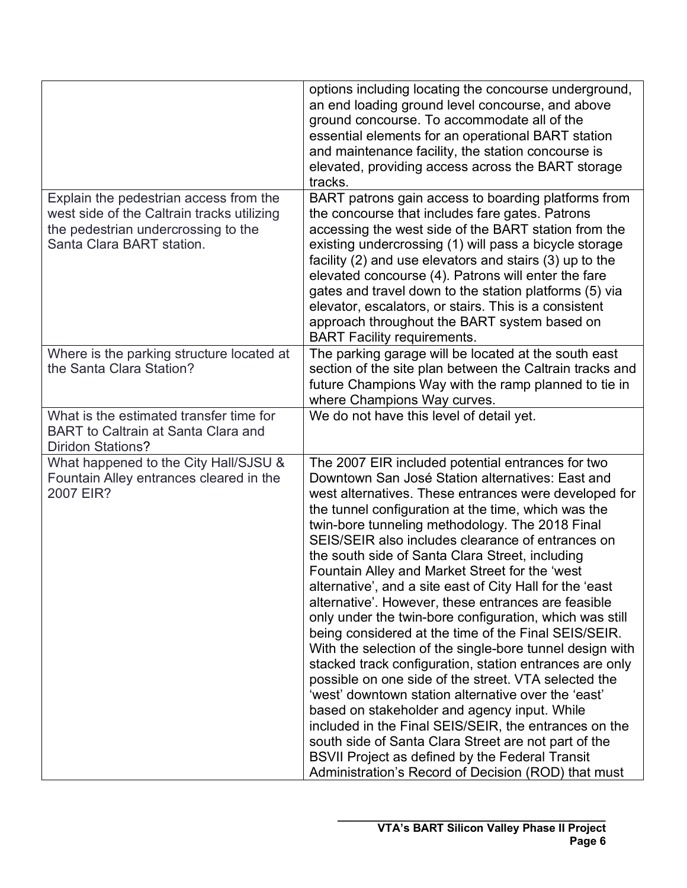| | |
|---|---|
| | options including locating the concourse underground, an end loading ground level concourse, and above ground concourse. To accommodate all of the essential elements for an operational BART station and maintenance facility, the station concourse is elevated, providing access across the BART storage tracks. |
| Explain the pedestrian access from the west side of the Caltrain tracks utilizing the pedestrian undercrossing to the Santa Clara BART station. | BART patrons gain access to boarding platforms from the concourse that includes fare gates. Patrons accessing the west side of the BART station from the existing undercrossing (1) will pass a bicycle storage facility (2) and use elevators and stairs (3) up to the elevated concourse (4). Patrons will enter the fare gates and travel down to the station platforms (5) via elevator, escalators, or stairs. This is a consistent approach throughout the BART system based on BART Facility requirements. |
| Where is the parking structure located at the Santa Clara Station? | The parking garage will be located at the south east section of the site plan between the Caltrain tracks and future Champions Way with the ramp planned to tie in where Champions Way curves. |
| What is the estimated transfer time for BART to Caltrain at Santa Clara and Diridon Stations? | We do not have this level of detail yet. |
| What happened to the City Hall/SJSU & Fountain Alley entrances cleared in the 2007 EIR? | The 2007 EIR included potential entrances for two Downtown San José Station alternatives: East and west alternatives. These entrances were developed for the tunnel configuration at the time, which was the twin-bore tunneling methodology. The 2018 Final SEIS/SEIR also includes clearance of entrances on the south side of Santa Clara Street, including Fountain Alley and Market Street for the 'west alternative', and a site east of City Hall for the 'east alternative'. However, these entrances are feasible only under the twin-bore configuration, which was still being considered at the time of the Final SEIS/SEIR. With the selection of the single-bore tunnel design with stacked track configuration, station entrances are only possible on one side of the street. VTA selected the 'west' downtown station alternative over the 'east' based on stakeholder and agency input. While included in the Final SEIS/SEIR, the entrances on the south side of Santa Clara Street are not part of the BSVII Project as defined by the Federal Transit Administration's Record of Decision (ROD) that must |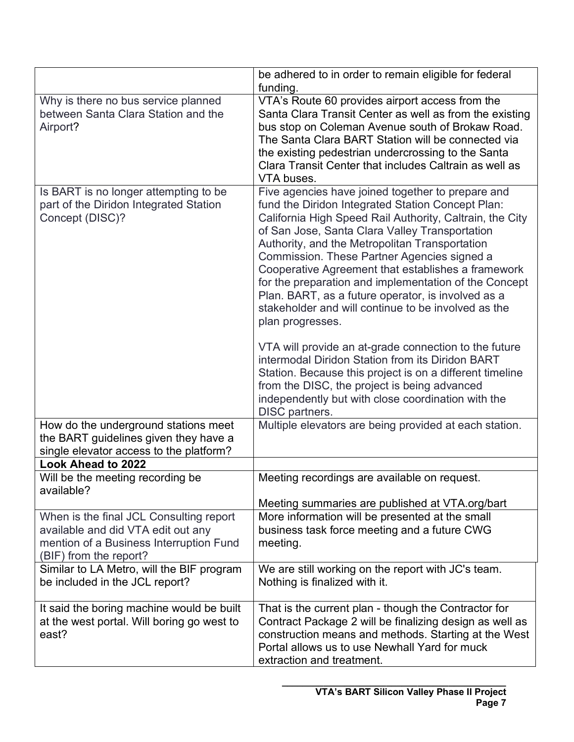| | |
|---|---|
| | be adhered to in order to remain eligible for federal funding. |
| Why is there no bus service planned between Santa Clara Station and the Airport? | VTA's Route 60 provides airport access from the Santa Clara Transit Center as well as from the existing bus stop on Coleman Avenue south of Brokaw Road. The Santa Clara BART Station will be connected via the existing pedestrian undercrossing to the Santa Clara Transit Center that includes Caltrain as well as VTA buses. |
| Is BART is no longer attempting to be part of the Diridon Integrated Station Concept (DISC)? | Five agencies have joined together to prepare and fund the Diridon Integrated Station Concept Plan: California High Speed Rail Authority, Caltrain, the City of San Jose, Santa Clara Valley Transportation Authority, and the Metropolitan Transportation Commission. These Partner Agencies signed a Cooperative Agreement that establishes a framework for the preparation and implementation of the Concept Plan. BART, as a future operator, is involved as a stakeholder and will continue to be involved as the plan progresses.<br><br>VTA will provide an at-grade connection to the future intermodal Diridon Station from its Diridon BART Station. Because this project is on a different timeline from the DISC, the project is being advanced independently but with close coordination with the DISC partners. |
| How do the underground stations meet the BART guidelines given they have a single elevator access to the platform? | Multiple elevators are being provided at each station. |
| **Look Ahead to 2022** | |
| Will be the meeting recording be available? | Meeting recordings are available on request.<br><br>Meeting summaries are published at VTA.org/bart |
| When is the final JCL Consulting report available and did VTA edit out any mention of a Business Interruption Fund (BIF) from the report? | More information will be presented at the small business task force meeting and a future CWG meeting. |
| Similar to LA Metro, will the BIF program be included in the JCL report? | We are still working on the report with JC's team. Nothing is finalized with it. |
| It said the boring machine would be built at the west portal. Will boring go west to east? | That is the current plan - though the Contractor for Contract Package 2 will be finalizing design as well as construction means and methods. Starting at the West Portal allows us to use Newhall Yard for muck extraction and treatment. |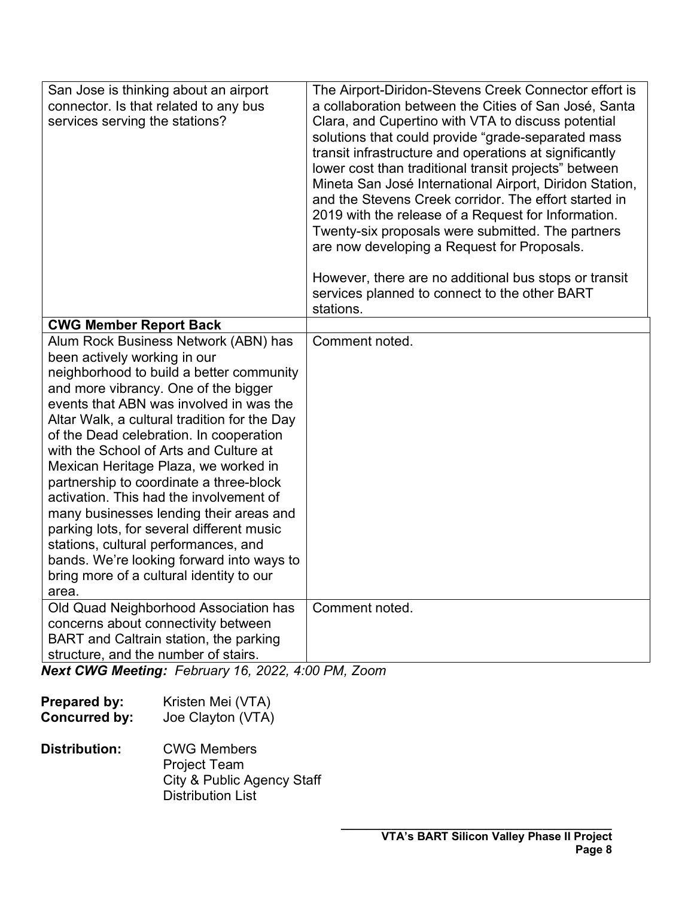| | |
|---|---|
| San Jose is thinking about an airport connector. Is that related to any bus services serving the stations? | The Airport-Diridon-Stevens Creek Connector effort is a collaboration between the Cities of San José, Santa Clara, and Cupertino with VTA to discuss potential solutions that could provide "grade-separated mass transit infrastructure and operations at significantly lower cost than traditional transit projects" between Mineta San José International Airport, Diridon Station, and the Stevens Creek corridor. The effort started in 2019 with the release of a Request for Information. Twenty-six proposals were submitted. The partners are now developing a Request for Proposals.<br><br>However, there are no additional bus stops or transit services planned to connect to the other BART stations. |
| **CWG Member Report Back** | |
| Alum Rock Business Network (ABN) has been actively working in our neighborhood to build a better community and more vibrancy. One of the bigger events that ABN was involved in was the Altar Walk, a cultural tradition for the Day of the Dead celebration. In cooperation with the School of Arts and Culture at Mexican Heritage Plaza, we worked in partnership to coordinate a three-block activation. This had the involvement of many businesses lending their areas and parking lots, for several different music stations, cultural performances, and bands. We're looking forward into ways to bring more of a cultural identity to our area. | Comment noted. |
| Old Quad Neighborhood Association has concerns about connectivity between BART and Caltrain station, the parking structure, and the number of stairs. | Comment noted. |

***Next CWG Meeting:*** *February 16, 2022, 4:00 PM, Zoom*

**Prepared by:** Kristen Mei (VTA)
**Concurred by:** Joe Clayton (VTA)

**Distribution:** CWG Members
Project Team
City & Public Agency Staff
Distribution List